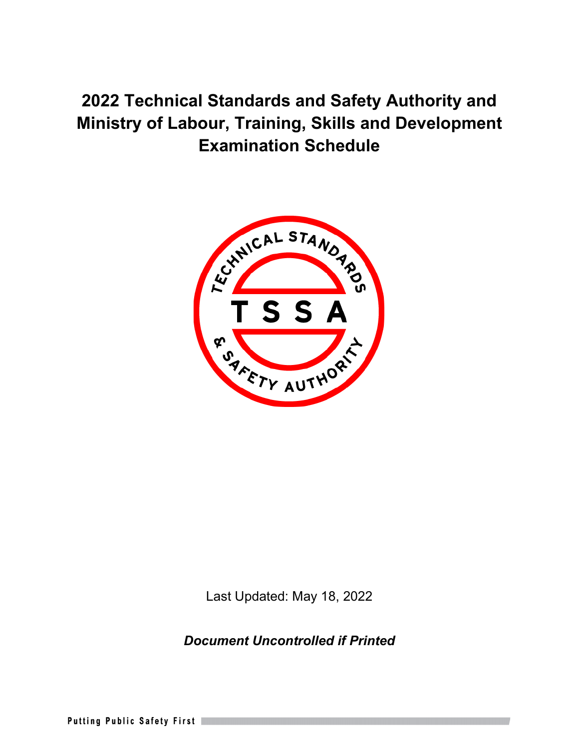# 2022 Technical Standards and Safety Authority and Ministry of Labour, Training, Skills and Development Examination Schedule

Last Updated: May 18, 2022

***Document Uncontrolled if Printed***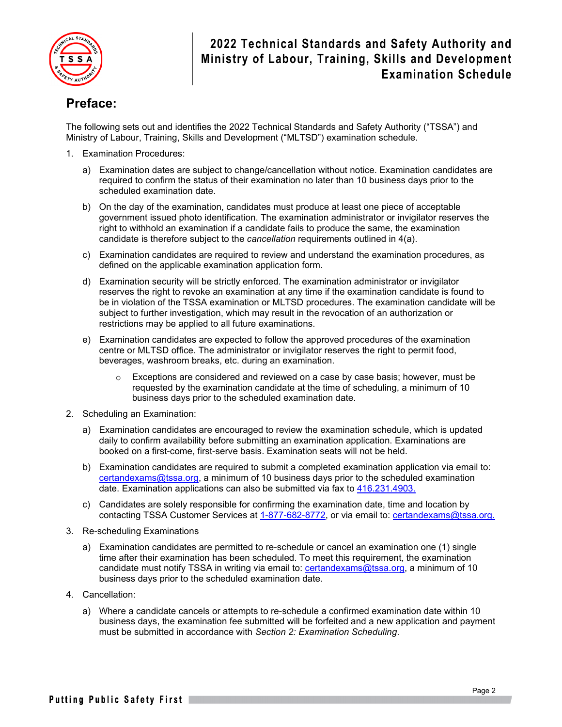# 2022 Technical Standards and Safety Authority and Ministry of Labour, Training, Skills and Development Examination Schedule

## Preface:

The following sets out and identifies the 2022 Technical Standards and Safety Authority ("TSSA") and Ministry of Labour, Training, Skills and Development ("MLTSD") examination schedule.

1. Examination Procedures:

    a) Examination dates are subject to change/cancellation without notice. Examination candidates are required to confirm the status of their examination no later than 10 business days prior to the scheduled examination date.

    b) On the day of the examination, candidates must produce at least one piece of acceptable government issued photo identification. The examination administrator or invigilator reserves the right to withhold an examination if a candidate fails to produce the same, the examination candidate is therefore subject to the *cancellation* requirements outlined in 4(a).

    c) Examination candidates are required to review and understand the examination procedures, as defined on the applicable examination application form.

    d) Examination security will be strictly enforced. The examination administrator or invigilator reserves the right to revoke an examination at any time if the examination candidate is found to be in violation of the TSSA examination or MLTSD procedures. The examination candidate will be subject to further investigation, which may result in the revocation of an authorization or restrictions may be applied to all future examinations.

    e) Examination candidates are expected to follow the approved procedures of the examination centre or MLTSD office. The administrator or invigilator reserves the right to permit food, beverages, washroom breaks, etc. during an examination.

        - Exceptions are considered and reviewed on a case by case basis; however, must be requested by the examination candidate at the time of scheduling, a minimum of 10 business days prior to the scheduled examination date.

2. Scheduling an Examination:

    a) Examination candidates are encouraged to review the examination schedule, which is updated daily to confirm availability before submitting an examination application. Examinations are booked on a first-come, first-serve basis. Examination seats will not be held.

    b) Examination candidates are required to submit a completed examination application via email to: certandexams@tssa.org, a minimum of 10 business days prior to the scheduled examination date. Examination applications can also be submitted via fax to 416.231.4903.

    c) Candidates are solely responsible for confirming the examination date, time and location by contacting TSSA Customer Services at 1-877-682-8772, or via email to: certandexams@tssa.org.

3. Re-scheduling Examinations

    a) Examination candidates are permitted to re-schedule or cancel an examination one (1) single time after their examination has been scheduled. To meet this requirement, the examination candidate must notify TSSA in writing via email to: certandexams@tssa.org, a minimum of 10 business days prior to the scheduled examination date.

4. Cancellation:

    a) Where a candidate cancels or attempts to re-schedule a confirmed examination date within 10 business days, the examination fee submitted will be forfeited and a new application and payment must be submitted in accordance with *Section 2: Examination Scheduling*.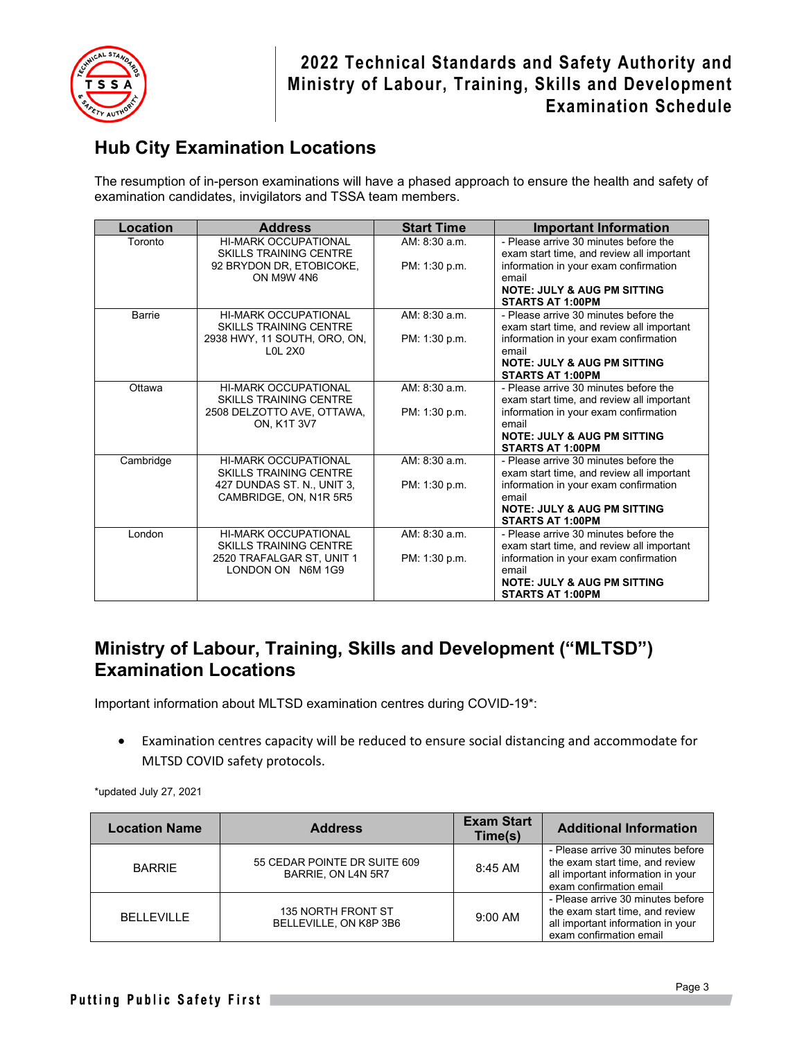## Hub City Examination Locations

The resumption of in-person examinations will have a phased approach to ensure the health and safety of examination candidates, invigilators and TSSA team members.

| Location | Address | Start Time | Important Information |
|---|---|---|---|
| Toronto | HI-MARK OCCUPATIONAL SKILLS TRAINING CENTRE 92 BRYDON DR, ETOBICOKE, ON M9W 4N6 | AM: 8:30 a.m.<br>PM: 1:30 p.m. | - Please arrive 30 minutes before the exam start time, and review all important information in your exam confirmation email<br>**NOTE: JULY & AUG PM SITTING STARTS AT 1:00PM** |
| Barrie | HI-MARK OCCUPATIONAL SKILLS TRAINING CENTRE 2938 HWY, 11 SOUTH, ORO, ON, L0L 2X0 | AM: 8:30 a.m.<br>PM: 1:30 p.m. | - Please arrive 30 minutes before the exam start time, and review all important information in your exam confirmation email<br>**NOTE: JULY & AUG PM SITTING STARTS AT 1:00PM** |
| Ottawa | HI-MARK OCCUPATIONAL SKILLS TRAINING CENTRE 2508 DELZOTTO AVE, OTTAWA, ON, K1T 3V7 | AM: 8:30 a.m.<br>PM: 1:30 p.m. | - Please arrive 30 minutes before the exam start time, and review all important information in your exam confirmation email<br>**NOTE: JULY & AUG PM SITTING STARTS AT 1:00PM** |
| Cambridge | HI-MARK OCCUPATIONAL SKILLS TRAINING CENTRE 427 DUNDAS ST. N., UNIT 3, CAMBRIDGE, ON, N1R 5R5 | AM: 8:30 a.m.<br>PM: 1:30 p.m. | - Please arrive 30 minutes before the exam start time, and review all important information in your exam confirmation email<br>**NOTE: JULY & AUG PM SITTING STARTS AT 1:00PM** |
| London | HI-MARK OCCUPATIONAL SKILLS TRAINING CENTRE 2520 TRAFALGAR ST, UNIT 1 LONDON ON N6M 1G9 | AM: 8:30 a.m.<br>PM: 1:30 p.m. | - Please arrive 30 minutes before the exam start time, and review all important information in your exam confirmation email<br>**NOTE: JULY & AUG PM SITTING STARTS AT 1:00PM** |

## Ministry of Labour, Training, Skills and Development ("MLTSD") Examination Locations

Important information about MLTSD examination centres during COVID-19*:

- Examination centres capacity will be reduced to ensure social distancing and accommodate for MLTSD COVID safety protocols.

*updated July 27, 2021

| Location Name | Address | Exam Start Time(s) | Additional Information |
|---|---|---|---|
| BARRIE | 55 CEDAR POINTE DR SUITE 609 BARRIE, ON L4N 5R7 | 8:45 AM | - Please arrive 30 minutes before the exam start time, and review all important information in your exam confirmation email |
| BELLEVILLE | 135 NORTH FRONT ST BELLEVILLE, ON K8P 3B6 | 9:00 AM | - Please arrive 30 minutes before the exam start time, and review all important information in your exam confirmation email |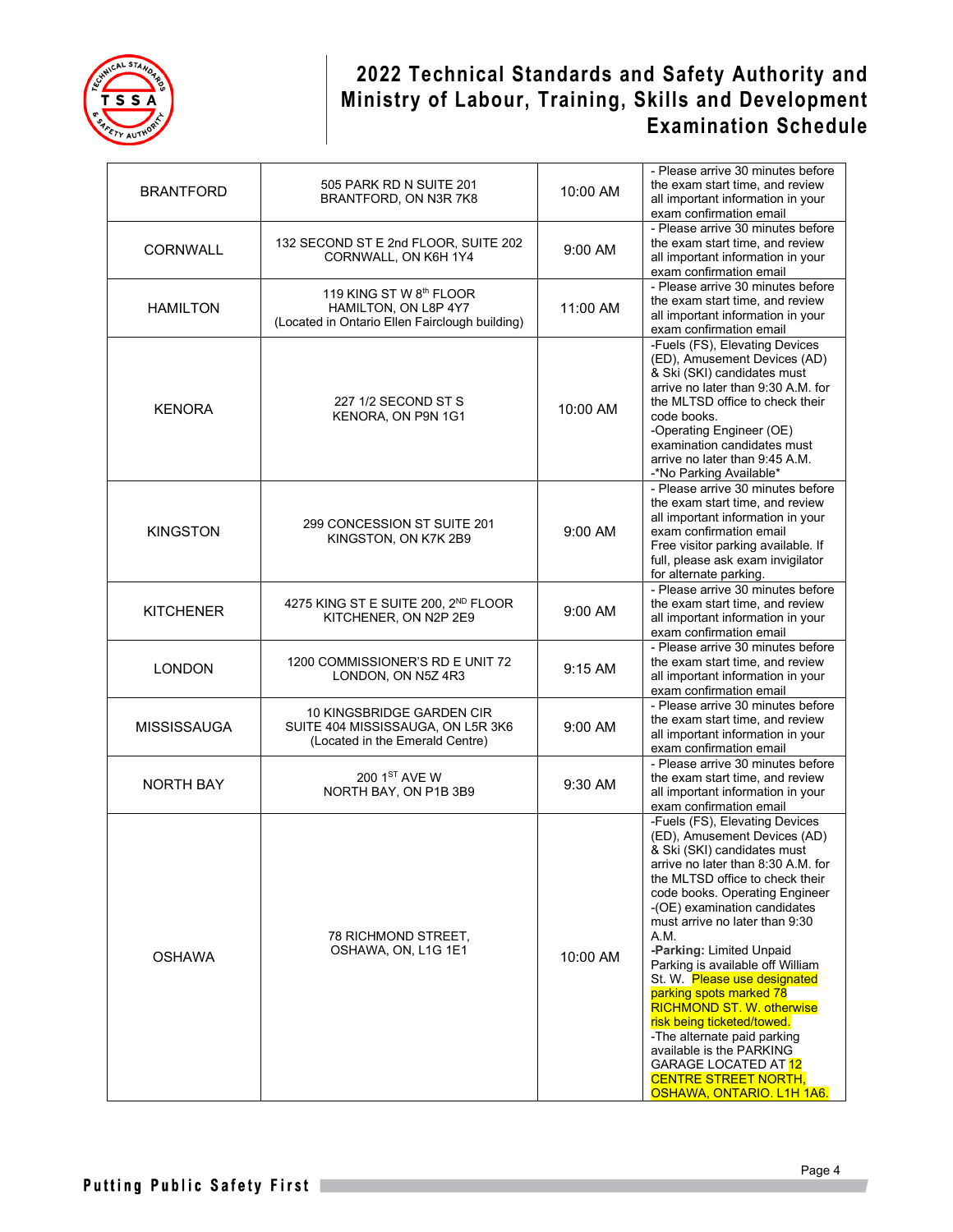# 2022 Technical Standards and Safety Authority and Ministry of Labour, Training, Skills and Development Examination Schedule

| | | | |
|---|---|---|---|
| BRANTFORD | 505 PARK RD N SUITE 201 BRANTFORD, ON N3R 7K8 | 10:00 AM | - Please arrive 30 minutes before the exam start time, and review all important information in your exam confirmation email |
| CORNWALL | 132 SECOND ST E 2nd FLOOR, SUITE 202 CORNWALL, ON K6H 1Y4 | 9:00 AM | - Please arrive 30 minutes before the exam start time, and review all important information in your exam confirmation email |
| HAMILTON | 119 KING ST W 8th FLOOR HAMILTON, ON L8P 4Y7 (Located in Ontario Ellen Fairclough building) | 11:00 AM | - Please arrive 30 minutes before the exam start time, and review all important information in your exam confirmation email |
| KENORA | 227 1/2 SECOND ST S KENORA, ON P9N 1G1 | 10:00 AM | -Fuels (FS), Elevating Devices (ED), Amusement Devices (AD) & Ski (SKI) candidates must arrive no later than 9:30 A.M. for the MLTSD office to check their code books. -Operating Engineer (OE) examination candidates must arrive no later than 9:45 A.M. -*No Parking Available* |
| KINGSTON | 299 CONCESSION ST SUITE 201 KINGSTON, ON K7K 2B9 | 9:00 AM | - Please arrive 30 minutes before the exam start time, and review all important information in your exam confirmation email Free visitor parking available. If full, please ask exam invigilator for alternate parking. |
| KITCHENER | 4275 KING ST E SUITE 200, 2ND FLOOR KITCHENER, ON N2P 2E9 | 9:00 AM | - Please arrive 30 minutes before the exam start time, and review all important information in your exam confirmation email |
| LONDON | 1200 COMMISSIONER'S RD E UNIT 72 LONDON, ON N5Z 4R3 | 9:15 AM | - Please arrive 30 minutes before the exam start time, and review all important information in your exam confirmation email |
| MISSISSAUGA | 10 KINGSBRIDGE GARDEN CIR SUITE 404 MISSISSAUGA, ON L5R 3K6 (Located in the Emerald Centre) | 9:00 AM | - Please arrive 30 minutes before the exam start time, and review all important information in your exam confirmation email |
| NORTH BAY | 200 1ST AVE W NORTH BAY, ON P1B 3B9 | 9:30 AM | - Please arrive 30 minutes before the exam start time, and review all important information in your exam confirmation email |
| OSHAWA | 78 RICHMOND STREET, OSHAWA, ON, L1G 1E1 | 10:00 AM | -Fuels (FS), Elevating Devices (ED), Amusement Devices (AD) & Ski (SKI) candidates must arrive no later than 8:30 A.M. for the MLTSD office to check their code books. Operating Engineer -(OE) examination candidates must arrive no later than 9:30 A.M. **-Parking:** Limited Unpaid Parking is available off William St. W. Please use designated parking spots marked 78 RICHMOND ST. W. otherwise risk being ticketed/towed. -The alternate paid parking available is the PARKING GARAGE LOCATED AT 12 CENTRE STREET NORTH, OSHAWA, ONTARIO. L1H 1A6. |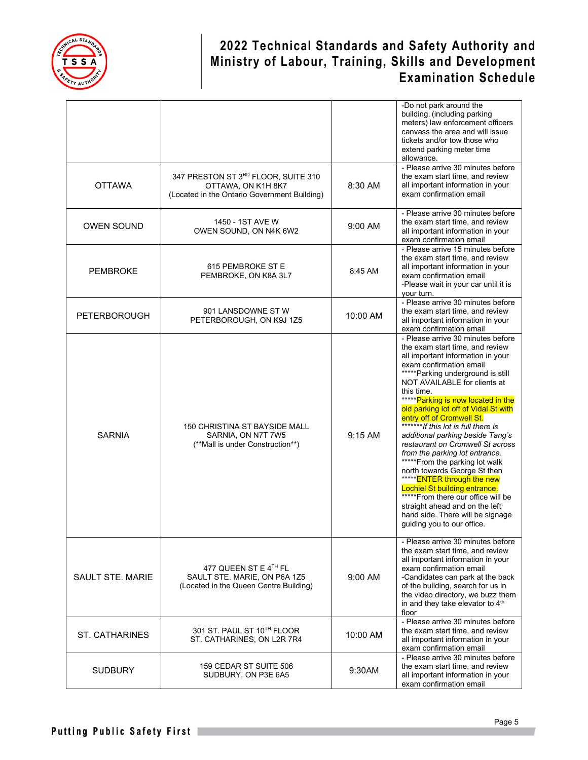| | | | |
|---|---|---|---|
| | | | -Do not park around the building. (including parking meters) law enforcement officers canvass the area and will issue tickets and/or tow those who extend parking meter time allowance. |
| OTTAWA | 347 PRESTON ST 3RD FLOOR, SUITE 310<br>OTTAWA, ON K1H 8K7<br>(Located in the Ontario Government Building) | 8:30 AM | - Please arrive 30 minutes before the exam start time, and review all important information in your exam confirmation email |
| OWEN SOUND | 1450 - 1ST AVE W<br>OWEN SOUND, ON N4K 6W2 | 9:00 AM | - Please arrive 30 minutes before the exam start time, and review all important information in your exam confirmation email |
| PEMBROKE | 615 PEMBROKE ST E<br>PEMBROKE, ON K8A 3L7 | 8:45 AM | - Please arrive 15 minutes before the exam start time, and review all important information in your exam confirmation email<br>-Please wait in your car until it is your turn. |
| PETERBOROUGH | 901 LANSDOWNE ST W<br>PETERBOROUGH, ON K9J 1Z5 | 10:00 AM | - Please arrive 30 minutes before the exam start time, and review all important information in your exam confirmation email |
| SARNIA | 150 CHRISTINA ST BAYSIDE MALL<br>SARNIA, ON N7T 7W5<br>(**Mall is under Construction**) | 9:15 AM | - Please arrive 30 minutes before the exam start time, and review all important information in your exam confirmation email<br>*****Parking underground is still NOT AVAILABLE for clients at this time.<br>*****Parking is now located in the old parking lot off of Vidal St with entry off of Cromwell St.<br>*******_If this lot is full there is additional parking beside Tang's restaurant on Cromwell St across from the parking lot entrance._<br>*****From the parking lot walk north towards George St then<br>*****ENTER through the new Lochiel St building entrance.<br>*****From there our office will be straight ahead and on the left hand side. There will be signage guiding you to our office. |
| SAULT STE. MARIE | 477 QUEEN ST E 4TH FL<br>SAULT STE. MARIE, ON P6A 1Z5<br>(Located in the Queen Centre Building) | 9:00 AM | - Please arrive 30 minutes before the exam start time, and review all important information in your exam confirmation email<br>-Candidates can park at the back of the building, search for us in the video directory, we buzz them in and they take elevator to 4th floor |
| ST. CATHARINES | 301 ST. PAUL ST 10TH FLOOR<br>ST. CATHARINES, ON L2R 7R4 | 10:00 AM | - Please arrive 30 minutes before the exam start time, and review all important information in your exam confirmation email |
| SUDBURY | 159 CEDAR ST SUITE 506<br>SUDBURY, ON P3E 6A5 | 9:30AM | - Please arrive 30 minutes before the exam start time, and review all important information in your exam confirmation email |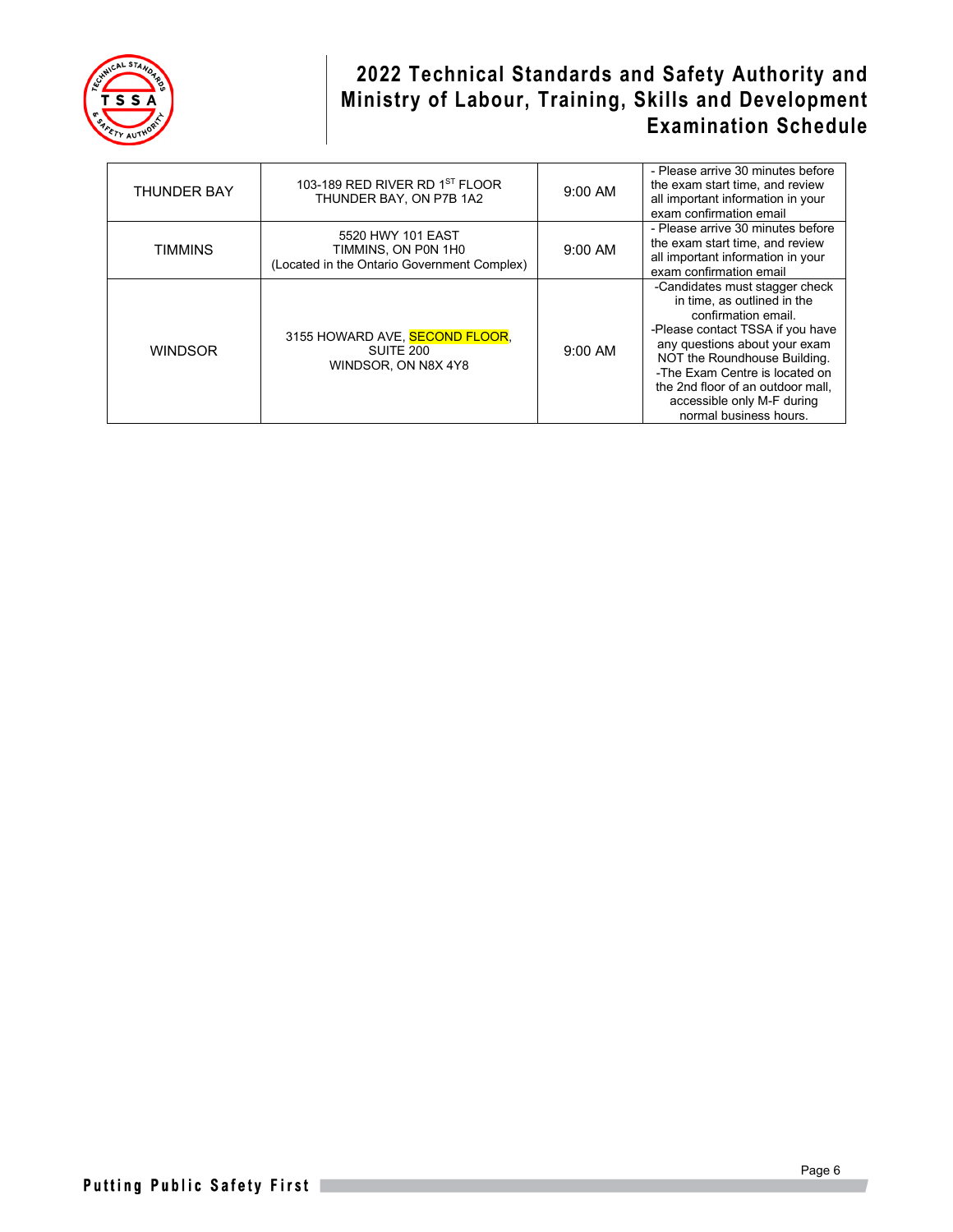| THUNDER BAY | 103-189 RED RIVER RD 1ST FLOOR THUNDER BAY, ON P7B 1A2 | 9:00 AM | - Please arrive 30 minutes before the exam start time, and review all important information in your exam confirmation email |
|---|---|---|---|
| TIMMINS | 5520 HWY 101 EAST TIMMINS, ON P0N 1H0 (Located in the Ontario Government Complex) | 9:00 AM | - Please arrive 30 minutes before the exam start time, and review all important information in your exam confirmation email |
| WINDSOR | 3155 HOWARD AVE, SECOND FLOOR, SUITE 200 WINDSOR, ON N8X 4Y8 | 9:00 AM | -Candidates must stagger check in time, as outlined in the confirmation email. -Please contact TSSA if you have any questions about your exam NOT the Roundhouse Building. -The Exam Centre is located on the 2nd floor of an outdoor mall, accessible only M-F during normal business hours. |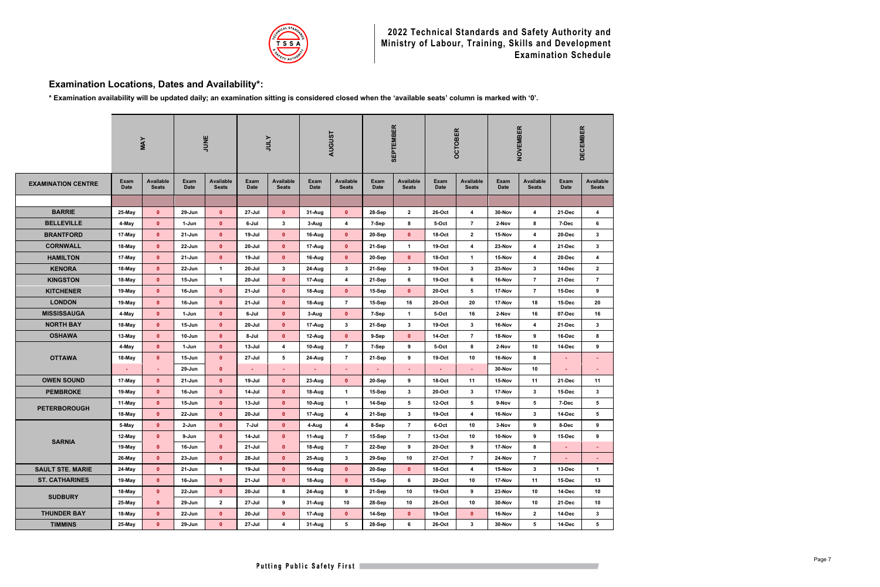## 2022 Technical Standards and Safety Authority and Ministry of Labour, Training, Skills and Development Examination Schedule

## Examination Locations, Dates and Availability*:

**\* Examination availability will be updated daily; an examination sitting is considered closed when the 'available seats' column is marked with '0'.**

| | MAY | | JUNE | | JULY | | AUGUST | | SEPTEMBER | | OCTOBER | | NOVEMBER | | DECEMBER | |
|---|---|---|---|---|---|---|---|---|---|---|---|---|---|---|---|---|
| **EXAMINATION CENTRE** | Exam Date | Available Seats | Exam Date | Available Seats | Exam Date | Available Seats | Exam Date | Available Seats | Exam Date | Available Seats | Exam Date | Available Seats | Exam Date | Available Seats | Exam Date | Available Seats |
| **BARRIE** | 25-May | 0 | 29-Jun | 0 | 27-Jul | 0 | 31-Aug | 0 | 28-Sep | 2 | 26-Oct | 4 | 30-Nov | 4 | 21-Dec | 4 |
| **BELLEVILLE** | 4-May | 0 | 1-Jun | 0 | 6-Jul | 3 | 3-Aug | 4 | 7-Sep | 8 | 5-Oct | 7 | 2-Nov | 8 | 7-Dec | 6 |
| **BRANTFORD** | 17-May | 0 | 21-Jun | 0 | 19-Jul | 0 | 16-Aug | 0 | 20-Sep | 0 | 18-Oct | 2 | 15-Nov | 4 | 20-Dec | 3 |
| **CORNWALL** | 18-May | 0 | 22-Jun | 0 | 20-Jul | 0 | 17-Aug | 0 | 21-Sep | 1 | 19-Oct | 4 | 23-Nov | 4 | 21-Dec | 3 |
| **HAMILTON** | 17-May | 0 | 21-Jun | 0 | 19-Jul | 0 | 16-Aug | 0 | 20-Sep | 0 | 18-Oct | 1 | 15-Nov | 4 | 20-Dec | 4 |
| **KENORA** | 18-May | 0 | 22-Jun | 1 | 20-Jul | 3 | 24-Aug | 3 | 21-Sep | 3 | 19-Oct | 3 | 23-Nov | 3 | 14-Dec | 2 |
| **KINGSTON** | 18-May | 0 | 15-Jun | 1 | 20-Jul | 0 | 17-Aug | 4 | 21-Sep | 6 | 19-Oct | 6 | 16-Nov | 7 | 21-Dec | 7 |
| **KITCHENER** | 19-May | 0 | 16-Jun | 0 | 21-Jul | 0 | 18-Aug | 0 | 15-Sep | 0 | 20-Oct | 5 | 17-Nov | 7 | 15-Dec | 9 |
| **LONDON** | 19-May | 0 | 16-Jun | 0 | 21-Jul | 0 | 18-Aug | 7 | 15-Sep | 16 | 20-Oct | 20 | 17-Nov | 18 | 15-Dec | 20 |
| **MISSISSAUGA** | 4-May | 0 | 1-Jun | 0 | 6-Jul | 0 | 3-Aug | 0 | 7-Sep | 1 | 5-Oct | 16 | 2-Nov | 16 | 07-Dec | 16 |
| **NORTH BAY** | 18-May | 0 | 15-Jun | 0 | 20-Jul | 0 | 17-Aug | 3 | 21-Sep | 3 | 19-Oct | 3 | 16-Nov | 4 | 21-Dec | 3 |
| **OSHAWA** | 13-May | 0 | 10-Jun | 0 | 8-Jul | 0 | 12-Aug | 0 | 9-Sep | 0 | 14-Oct | 7 | 18-Nov | 9 | 16-Dec | 8 |
| **OTTAWA** | 4-May | 0 | 1-Jun | 0 | 13-Jul | 4 | 10-Aug | 7 | 7-Sep | 9 | 5-Oct | 8 | 2-Nov | 10 | 14-Dec | 9 |
| | 18-May | 0 | 15-Jun | 0 | 27-Jul | 5 | 24-Aug | 7 | 21-Sep | 9 | 19-Oct | 10 | 16-Nov | 8 | - | - |
| | - | - | 29-Jun | 0 | - | - | - | - | - | - | - | - | 30-Nov | 10 | - | - |
| **OWEN SOUND** | 17-May | 0 | 21-Jun | 0 | 19-Jul | 0 | 23-Aug | 0 | 20-Sep | 9 | 18-Oct | 11 | 15-Nov | 11 | 21-Dec | 11 |
| **PEMBROKE** | 19-May | 0 | 16-Jun | 0 | 14-Jul | 0 | 18-Aug | 1 | 15-Sep | 3 | 20-Oct | 3 | 17-Nov | 3 | 15-Dec | 3 |
| **PETERBOROUGH** | 11-May | 0 | 15-Jun | 0 | 13-Jul | 0 | 10-Aug | 1 | 14-Sep | 5 | 12-Oct | 5 | 9-Nov | 5 | 7-Dec | 5 |
| | 18-May | 0 | 22-Jun | 0 | 20-Jul | 0 | 17-Aug | 4 | 21-Sep | 3 | 19-Oct | 4 | 16-Nov | 3 | 14-Dec | 5 |
| **SARNIA** | 5-May | 0 | 2-Jun | 0 | 7-Jul | 0 | 4-Aug | 4 | 8-Sep | 7 | 6-Oct | 10 | 3-Nov | 9 | 8-Dec | 9 |
| | 12-May | 0 | 9-Jun | 0 | 14-Jul | 0 | 11-Aug | 7 | 15-Sep | 7 | 13-Oct | 10 | 10-Nov | 9 | 15-Dec | 9 |
| | 19-May | 0 | 16-Jun | 0 | 21-Jul | 0 | 18-Aug | 7 | 22-Sep | 9 | 20-Oct | 9 | 17-Nov | 8 | - | - |
| | 26-May | 0 | 23-Jun | 0 | 28-Jul | 0 | 25-Aug | 3 | 29-Sep | 10 | 27-Oct | 7 | 24-Nov | 7 | - | - |
| **SAULT STE. MARIE** | 24-May | 0 | 21-Jun | 1 | 19-Jul | 0 | 16-Aug | 0 | 20-Sep | 0 | 18-Oct | 4 | 15-Nov | 3 | 13-Dec | 1 |
| **ST. CATHARINES** | 19-May | 0 | 16-Jun | 0 | 21-Jul | 0 | 18-Aug | 0 | 15-Sep | 6 | 20-Oct | 10 | 17-Nov | 11 | 15-Dec | 13 |
| **SUDBURY** | 18-May | 0 | 22-Jun | 0 | 20-Jul | 8 | 24-Aug | 9 | 21-Sep | 10 | 19-Oct | 9 | 23-Nov | 10 | 14-Dec | 10 |
| | 25-May | 0 | 29-Jun | 2 | 27-Jul | 9 | 31-Aug | 10 | 28-Sep | 10 | 26-Oct | 10 | 30-Nov | 10 | 21-Dec | 10 |
| **THUNDER BAY** | 18-May | 0 | 22-Jun | 0 | 20-Jul | 0 | 17-Aug | 0 | 14-Sep | 0 | 19-Oct | 0 | 16-Nov | 2 | 14-Dec | 3 |
| **TIMMINS** | 25-May | 0 | 29-Jun | 0 | 27-Jul | 4 | 31-Aug | 5 | 28-Sep | 6 | 26-Oct | 3 | 30-Nov | 5 | 14-Dec | 5 |

Putting Public Safety First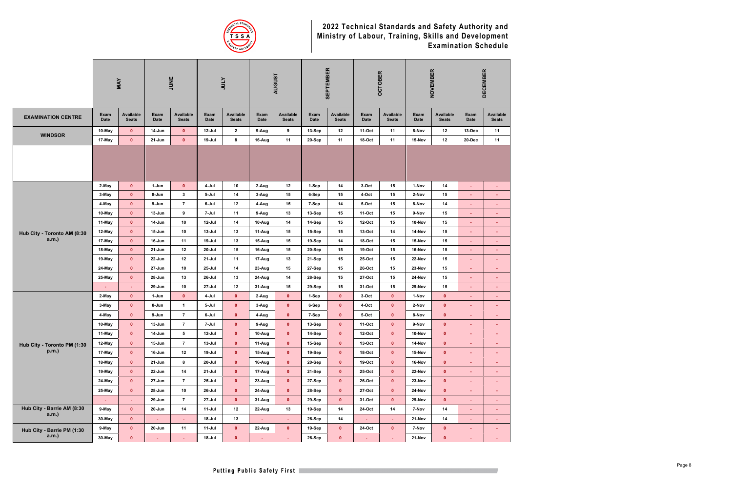# 2022 Technical Standards and Safety Authority and Ministry of Labour, Training, Skills and Development Examination Schedule

| EXAMINATION CENTRE | MAY | | JUNE | | JULY | | AUGUST | | SEPTEMBER | | OCTOBER | | NOVEMBER | | DECEMBER | |
|---|---|---|---|---|---|---|---|---|---|---|---|---|---|---|---|---|
| | Exam Date | Available Seats | Exam Date | Available Seats | Exam Date | Available Seats | Exam Date | Available Seats | Exam Date | Available Seats | Exam Date | Available Seats | Exam Date | Available Seats | Exam Date | Available Seats |
| WINDSOR | 10-May | 0 | 14-Jun | 0 | 12-Jul | 2 | 9-Aug | 9 | 13-Sep | 12 | 11-Oct | 11 | 8-Nov | 12 | 13-Dec | 11 |
| | 17-May | 0 | 21-Jun | 0 | 19-Jul | 8 | 16-Aug | 11 | 20-Sep | 11 | 18-Oct | 11 | 15-Nov | 12 | 20-Dec | 11 |
| | | | | | | | | | | | | | | | | |
| Hub City - Toronto AM (8:30 a.m.) | 2-May | 0 | 1-Jun | 0 | 4-Jul | 10 | 2-Aug | 12 | 1-Sep | 14 | 3-Oct | 15 | 1-Nov | 14 | - | - |
| | 3-May | 0 | 8-Jun | 3 | 5-Jul | 14 | 3-Aug | 15 | 6-Sep | 15 | 4-Oct | 15 | 2-Nov | 15 | - | - |
| | 4-May | 0 | 9-Jun | 7 | 6-Jul | 12 | 4-Aug | 15 | 7-Sep | 14 | 5-Oct | 15 | 8-Nov | 14 | - | - |
| | 10-May | 0 | 13-Jun | 9 | 7-Jul | 11 | 9-Aug | 13 | 13-Sep | 15 | 11-Oct | 15 | 9-Nov | 15 | - | - |
| | 11-May | 0 | 14-Jun | 10 | 12-Jul | 14 | 10-Aug | 14 | 14-Sep | 15 | 12-Oct | 15 | 10-Nov | 15 | - | - |
| | 12-May | 0 | 15-Jun | 10 | 13-Jul | 13 | 11-Aug | 15 | 15-Sep | 15 | 13-Oct | 14 | 14-Nov | 15 | - | - |
| | 17-May | 0 | 16-Jun | 11 | 19-Jul | 13 | 15-Aug | 15 | 19-Sep | 14 | 18-Oct | 15 | 15-Nov | 15 | - | - |
| | 18-May | 0 | 21-Jun | 12 | 20-Jul | 15 | 16-Aug | 15 | 20-Sep | 15 | 19-Oct | 15 | 16-Nov | 15 | - | - |
| | 19-May | 0 | 22-Jun | 12 | 21-Jul | 11 | 17-Aug | 13 | 21-Sep | 15 | 25-Oct | 15 | 22-Nov | 15 | - | - |
| | 24-May | 0 | 27-Jun | 10 | 25-Jul | 14 | 23-Aug | 15 | 27-Sep | 15 | 26-Oct | 15 | 23-Nov | 15 | - | - |
| | 25-May | 0 | 28-Jun | 13 | 26-Jul | 13 | 24-Aug | 14 | 28-Sep | 15 | 27-Oct | 15 | 24-Nov | 15 | - | - |
| | - | - | 29-Jun | 10 | 27-Jul | 12 | 31-Aug | 15 | 29-Sep | 15 | 31-Oct | 15 | 29-Nov | 15 | - | - |
| Hub City - Toronto PM (1:30 p.m.) | 2-May | 0 | 1-Jun | 0 | 4-Jul | 0 | 2-Aug | 0 | 1-Sep | 0 | 3-Oct | 0 | 1-Nov | 0 | - | - |
| | 3-May | 0 | 8-Jun | 1 | 5-Jul | 0 | 3-Aug | 0 | 6-Sep | 0 | 4-Oct | 0 | 2-Nov | 0 | - | - |
| | 4-May | 0 | 9-Jun | 7 | 6-Jul | 0 | 4-Aug | 0 | 7-Sep | 0 | 5-Oct | 0 | 8-Nov | 0 | - | - |
| | 10-May | 0 | 13-Jun | 7 | 7-Jul | 0 | 9-Aug | 0 | 13-Sep | 0 | 11-Oct | 0 | 9-Nov | 0 | - | - |
| | 11-May | 0 | 14-Jun | 5 | 12-Jul | 0 | 10-Aug | 0 | 14-Sep | 0 | 12-Oct | 0 | 10-Nov | 0 | - | - |
| | 12-May | 0 | 15-Jun | 7 | 13-Jul | 0 | 11-Aug | 0 | 15-Sep | 0 | 13-Oct | 0 | 14-Nov | 0 | - | - |
| | 17-May | 0 | 16-Jun | 12 | 19-Jul | 0 | 15-Aug | 0 | 19-Sep | 0 | 18-Oct | 0 | 15-Nov | 0 | - | - |
| | 18-May | 0 | 21-Jun | 8 | 20-Jul | 0 | 16-Aug | 0 | 20-Sep | 0 | 19-Oct | 0 | 16-Nov | 0 | - | - |
| | 19-May | 0 | 22-Jun | 14 | 21-Jul | 0 | 17-Aug | 0 | 21-Sep | 0 | 25-Oct | 0 | 22-Nov | 0 | - | - |
| | 24-May | 0 | 27-Jun | 7 | 25-Jul | 0 | 23-Aug | 0 | 27-Sep | 0 | 26-Oct | 0 | 23-Nov | 0 | - | - |
| | 25-May | 0 | 28-Jun | 10 | 26-Jul | 0 | 24-Aug | 0 | 28-Sep | 0 | 27-Oct | 0 | 24-Nov | 0 | - | - |
| | - | - | 29-Jun | 7 | 27-Jul | 0 | 31-Aug | 0 | 29-Sep | 0 | 31-Oct | 0 | 29-Nov | 0 | - | - |
| Hub City - Barrie AM (8:30 a.m.) | 9-May | 0 | 20-Jun | 14 | 11-Jul | 12 | 22-Aug | 13 | 19-Sep | 14 | 24-Oct | 14 | 7-Nov | 14 | - | - |
| | 30-May | 0 | - | - | 18-Jul | 13 | - | - | 26-Sep | 14 | - | - | 21-Nov | 14 | - | - |
| Hub City - Barrie PM (1:30 a.m.) | 9-May | 0 | 20-Jun | 11 | 11-Jul | 0 | 22-Aug | 0 | 19-Sep | 0 | 24-Oct | 0 | 7-Nov | 0 | - | - |
| | 30-May | 0 | - | - | 18-Jul | 0 | - | - | 26-Sep | 0 | - | - | 21-Nov | 0 | - | - |

Putting Public Safety First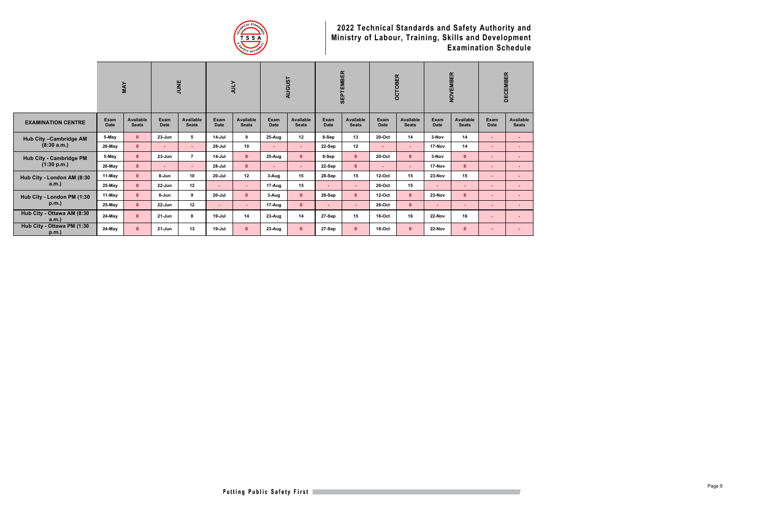# 2022 Technical Standards and Safety Authority and Ministry of Labour, Training, Skills and Development Examination Schedule

| EXAMINATION CENTRE | MAY | | JUNE | | JULY | | AUGUST | | SEPTEMBER | | OCTOBER | | NOVEMBER | | DECEMBER | |
|---|---|---|---|---|---|---|---|---|---|---|---|---|---|---|---|---|
| | Exam Date | Available Seats | Exam Date | Available Seats | Exam Date | Available Seats | Exam Date | Available Seats | Exam Date | Available Seats | Exam Date | Available Seats | Exam Date | Available Seats | Exam Date | Available Seats |
| Hub City –Cambridge AM (8:30 a.m.) | 5-May | 0 | 23-Jun | 5 | 14-Jul | 9 | 25-Aug | 12 | 8-Sep | 13 | 20-Oct | 14 | 3-Nov | 14 | - | - |
| | 26-May | 0 | - | - | 28-Jul | 10 | - | - | 22-Sep | 12 | - | - | 17-Nov | 14 | - | - |
| Hub City - Cambridge PM (1:30 p.m.) | 5-May | 0 | 23-Jun | 7 | 14-Jul | 0 | 25-Aug | 0 | 8-Sep | 0 | 20-Oct | 0 | 3-Nov | 0 | - | - |
| | 26-May | 0 | - | - | 28-Jul | 0 | - | - | 22-Sep | 0 | - | - | 17-Nov | 0 | - | - |
| Hub City - London AM (8:30 a.m.) | 11-May | 0 | 8-Jun | 10 | 20-Jul | 12 | 3-Aug | 15 | 28-Sep | 15 | 12-Oct | 15 | 23-Nov | 15 | - | - |
| | 25-May | 0 | 22-Jun | 12 | - | - | 17-Aug | 15 | - | - | 26-Oct | 15 | - | - | - | - |
| Hub City - London PM (1:30 p.m.) | 11-May | 0 | 8-Jun | 9 | 20-Jul | 0 | 3-Aug | 0 | 28-Sep | 0 | 12-Oct | 0 | 23-Nov | 0 | - | - |
| | 25-May | 0 | 22-Jun | 12 | - | - | 17-Aug | 0 | - | - | 26-Oct | 0 | - | - | - | - |
| Hub City - Ottawa AM (8:30 a.m.) | 24-May | 0 | 21-Jun | 8 | 19-Jul | 14 | 23-Aug | 14 | 27-Sep | 15 | 18-Oct | 16 | 22-Nov | 16 | - | - |
| Hub City - Ottawa PM (1:30 p.m.) | 24-May | 0 | 21-Jun | 13 | 19-Jul | 0 | 23-Aug | 0 | 27-Sep | 0 | 18-Oct | 0 | 22-Nov | 0 | - | - |

Putting Public Safety First